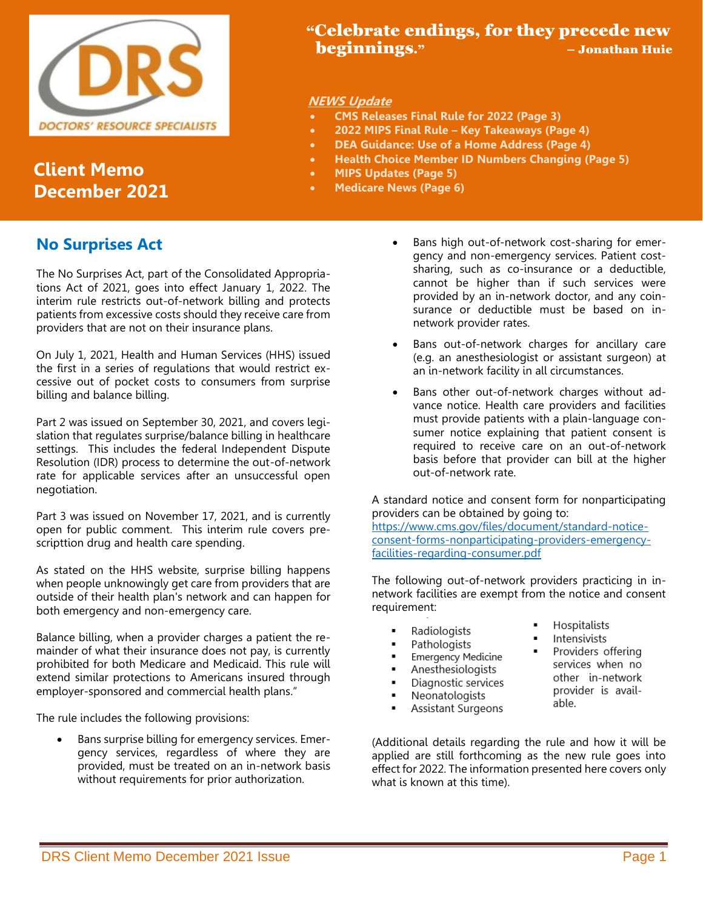DRS DOCTORS' RESOURCE SPECIALISTS

# Client Memo December 2021

**"Celebrate endings, for they precede new beginnings." – Jonathan Huie**

***NEWS Update***

- **CMS Releases Final Rule for 2022 (Page 3)**
- **2022 MIPS Final Rule – Key Takeaways (Page 4)**
- **DEA Guidance: Use of a Home Address (Page 4)**
- **Health Choice Member ID Numbers Changing (Page 5)**
- **MIPS Updates (Page 5)**
- **Medicare News (Page 6)**

## No Surprises Act

The No Surprises Act, part of the Consolidated Appropriations Act of 2021, goes into effect January 1, 2022. The interim rule restricts out-of-network billing and protects patients from excessive costs should they receive care from providers that are not on their insurance plans.

On July 1, 2021, Health and Human Services (HHS) issued the first in a series of regulations that would restrict excessive out of pocket costs to consumers from surprise billing and balance billing.

Part 2 was issued on September 30, 2021, and covers legislation that regulates surprise/balance billing in healthcare settings. This includes the federal Independent Dispute Resolution (IDR) process to determine the out-of-network rate for applicable services after an unsuccessful open negotiation.

Part 3 was issued on November 17, 2021, and is currently open for public comment. This interim rule covers prescripttion drug and health care spending.

As stated on the HHS website, surprise billing happens when people unknowingly get care from providers that are outside of their health plan's network and can happen for both emergency and non-emergency care.

Balance billing, when a provider charges a patient the remainder of what their insurance does not pay, is currently prohibited for both Medicare and Medicaid. This rule will extend similar protections to Americans insured through employer-sponsored and commercial health plans."

The rule includes the following provisions:

- Bans surprise billing for emergency services. Emergency services, regardless of where they are provided, must be treated on an in-network basis without requirements for prior authorization.
- Bans high out-of-network cost-sharing for emergency and non-emergency services. Patient cost-sharing, such as co-insurance or a deductible, cannot be higher than if such services were provided by an in-network doctor, and any coinsurance or deductible must be based on in-network provider rates.
- Bans out-of-network charges for ancillary care (e.g. an anesthesiologist or assistant surgeon) at an in-network facility in all circumstances.
- Bans other out-of-network charges without advance notice. Health care providers and facilities must provide patients with a plain-language consumer notice explaining that patient consent is required to receive care on an out-of-network basis before that provider can bill at the higher out-of-network rate.

A standard notice and consent form for nonparticipating providers can be obtained by going to: https://www.cms.gov/files/document/standard-notice-consent-forms-nonparticipating-providers-emergency-facilities-regarding-consumer.pdf

The following out-of-network providers practicing in in-network facilities are exempt from the notice and consent requirement:

- Radiologists
- Pathologists
- Emergency Medicine
- Anesthesiologists
- Diagnostic services
- Neonatologists
- Assistant Surgeons
- Hospitalists
- Intensivists
- Providers offering services when no other in-network provider is available.

(Additional details regarding the rule and how it will be applied are still forthcoming as the new rule goes into effect for 2022. The information presented here covers only what is known at this time).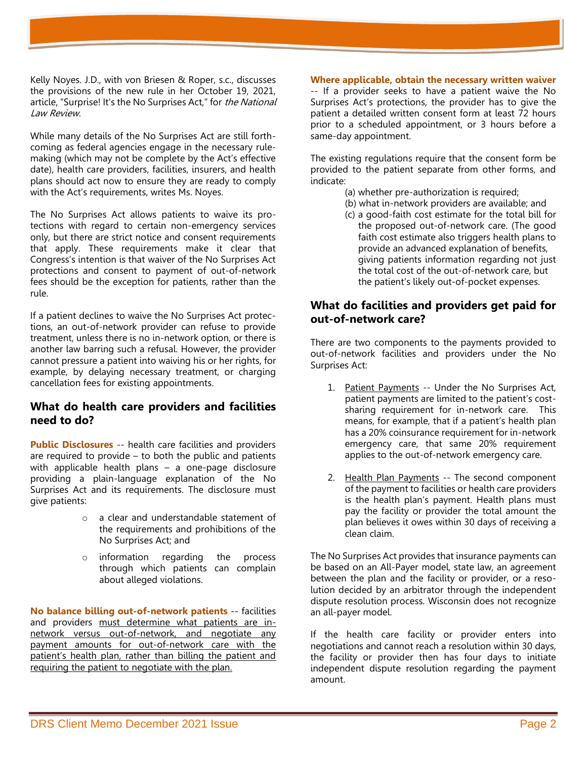Kelly Noyes. J.D., with von Briesen & Roper, s.c., discusses the provisions of the new rule in her October 19, 2021, article, "Surprise! It's the No Surprises Act," for *the National Law Review.*

While many details of the No Surprises Act are still forthcoming as federal agencies engage in the necessary rulemaking (which may not be complete by the Act's effective date), health care providers, facilities, insurers, and health plans should act now to ensure they are ready to comply with the Act's requirements, writes Ms. Noyes.

The No Surprises Act allows patients to waive its protections with regard to certain non-emergency services only, but there are strict notice and consent requirements that apply. These requirements make it clear that Congress's intention is that waiver of the No Surprises Act protections and consent to payment of out-of-network fees should be the exception for patients, rather than the rule.

If a patient declines to waive the No Surprises Act protections, an out-of-network provider can refuse to provide treatment, unless there is no in-network option, or there is another law barring such a refusal. However, the provider cannot pressure a patient into waiving his or her rights, for example, by delaying necessary treatment, or charging cancellation fees for existing appointments.

## What do health care providers and facilities need to do?

**Public Disclosures** -- health care facilities and providers are required to provide – to both the public and patients with applicable health plans – a one-page disclosure providing a plain-language explanation of the No Surprises Act and its requirements. The disclosure must give patients:

- a clear and understandable statement of the requirements and prohibitions of the No Surprises Act; and
- information regarding the process through which patients can complain about alleged violations.

**No balance billing out-of-network patients** -- facilities and providers <u>must determine what patients are in-network versus out-of-network, and negotiate any payment amounts for out-of-network care with the patient's health plan, rather than billing the patient and requiring the patient to negotiate with the plan.</u>

**Where applicable, obtain the necessary written waiver** -- If a provider seeks to have a patient waive the No Surprises Act's protections, the provider has to give the patient a detailed written consent form at least 72 hours prior to a scheduled appointment, or 3 hours before a same-day appointment.

The existing regulations require that the consent form be provided to the patient separate from other forms, and indicate:

(a) whether pre-authorization is required;
(b) what in-network providers are available; and
(c) a good-faith cost estimate for the total bill for the proposed out-of-network care. (The good faith cost estimate also triggers health plans to provide an advanced explanation of benefits, giving patients information regarding not just the total cost of the out-of-network care, but the patient's likely out-of-pocket expenses.

## What do facilities and providers get paid for out-of-network care?

There are two components to the payments provided to out-of-network facilities and providers under the No Surprises Act:

1. <u>Patient Payments</u> -- Under the No Surprises Act, patient payments are limited to the patient's cost-sharing requirement for in-network care. This means, for example, that if a patient's health plan has a 20% coinsurance requirement for in-network emergency care, that same 20% requirement applies to the out-of-network emergency care.

2. <u>Health Plan Payments</u> -- The second component of the payment to facilities or health care providers is the health plan's payment. Health plans must pay the facility or provider the total amount the plan believes it owes within 30 days of receiving a clean claim.

The No Surprises Act provides that insurance payments can be based on an All-Payer model, state law, an agreement between the plan and the facility or provider, or a resolution decided by an arbitrator through the independent dispute resolution process. Wisconsin does not recognize an all-payer model.

If the health care facility or provider enters into negotiations and cannot reach a resolution within 30 days, the facility or provider then has four days to initiate independent dispute resolution regarding the payment amount.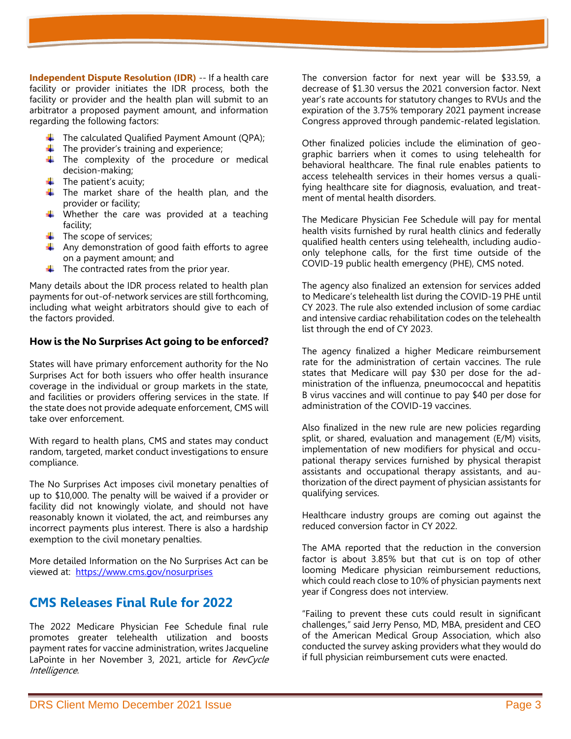**Independent Dispute Resolution (IDR)** -- If a health care facility or provider initiates the IDR process, both the facility or provider and the health plan will submit to an arbitrator a proposed payment amount, and information regarding the following factors:

- The calculated Qualified Payment Amount (QPA);
- The provider's training and experience;
- The complexity of the procedure or medical decision-making;
- The patient's acuity;
- The market share of the health plan, and the provider or facility;
- Whether the care was provided at a teaching facility;
- The scope of services;
- Any demonstration of good faith efforts to agree on a payment amount; and
- The contracted rates from the prior year.

Many details about the IDR process related to health plan payments for out-of-network services are still forthcoming, including what weight arbitrators should give to each of the factors provided.

### How is the No Surprises Act going to be enforced?

States will have primary enforcement authority for the No Surprises Act for both issuers who offer health insurance coverage in the individual or group markets in the state, and facilities or providers offering services in the state. If the state does not provide adequate enforcement, CMS will take over enforcement.

With regard to health plans, CMS and states may conduct random, targeted, market conduct investigations to ensure compliance.

The No Surprises Act imposes civil monetary penalties of up to $10,000. The penalty will be waived if a provider or facility did not knowingly violate, and should not have reasonably known it violated, the act, and reimburses any incorrect payments plus interest. There is also a hardship exemption to the civil monetary penalties.

More detailed Information on the No Surprises Act can be viewed at: https://www.cms.gov/nosurprises

## CMS Releases Final Rule for 2022

The 2022 Medicare Physician Fee Schedule final rule promotes greater telehealth utilization and boosts payment rates for vaccine administration, writes Jacqueline LaPointe in her November 3, 2021, article for *RevCycle Intelligence*.

The conversion factor for next year will be $33.59, a decrease of $1.30 versus the 2021 conversion factor. Next year's rate accounts for statutory changes to RVUs and the expiration of the 3.75% temporary 2021 payment increase Congress approved through pandemic-related legislation.

Other finalized policies include the elimination of geographic barriers when it comes to using telehealth for behavioral healthcare. The final rule enables patients to access telehealth services in their homes versus a qualifying healthcare site for diagnosis, evaluation, and treatment of mental health disorders.

The Medicare Physician Fee Schedule will pay for mental health visits furnished by rural health clinics and federally qualified health centers using telehealth, including audio-only telephone calls, for the first time outside of the COVID-19 public health emergency (PHE), CMS noted.

The agency also finalized an extension for services added to Medicare's telehealth list during the COVID-19 PHE until CY 2023. The rule also extended inclusion of some cardiac and intensive cardiac rehabilitation codes on the telehealth list through the end of CY 2023.

The agency finalized a higher Medicare reimbursement rate for the administration of certain vaccines. The rule states that Medicare will pay $30 per dose for the administration of the influenza, pneumococcal and hepatitis B virus vaccines and will continue to pay $40 per dose for administration of the COVID-19 vaccines.

Also finalized in the new rule are new policies regarding split, or shared, evaluation and management (E/M) visits, implementation of new modifiers for physical and occupational therapy services furnished by physical therapist assistants and occupational therapy assistants, and authorization of the direct payment of physician assistants for qualifying services.

Healthcare industry groups are coming out against the reduced conversion factor in CY 2022.

The AMA reported that the reduction in the conversion factor is about 3.85% but that cut is on top of other looming Medicare physician reimbursement reductions, which could reach close to 10% of physician payments next year if Congress does not interview.

"Failing to prevent these cuts could result in significant challenges," said Jerry Penso, MD, MBA, president and CEO of the American Medical Group Association, which also conducted the survey asking providers what they would do if full physician reimbursement cuts were enacted.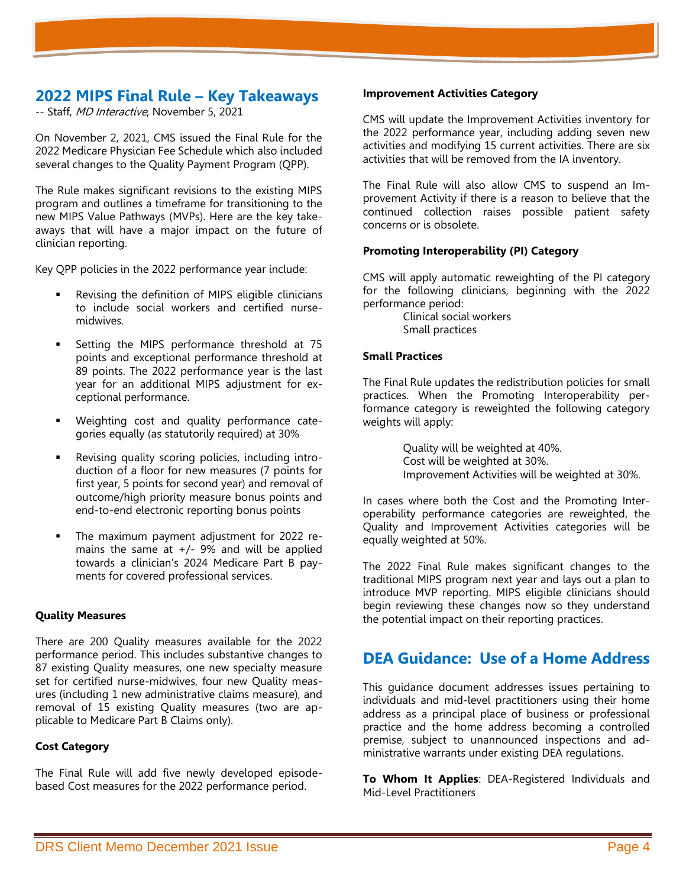## 2022 MIPS Final Rule – Key Takeaways

-- Staff, *MD Interactive*, November 5, 2021

On November 2, 2021, CMS issued the Final Rule for the 2022 Medicare Physician Fee Schedule which also included several changes to the Quality Payment Program (QPP).

The Rule makes significant revisions to the existing MIPS program and outlines a timeframe for transitioning to the new MIPS Value Pathways (MVPs). Here are the key takeaways that will have a major impact on the future of clinician reporting.

Key QPP policies in the 2022 performance year include:

- Revising the definition of MIPS eligible clinicians to include social workers and certified nurse-midwives.
- Setting the MIPS performance threshold at 75 points and exceptional performance threshold at 89 points. The 2022 performance year is the last year for an additional MIPS adjustment for exceptional performance.
- Weighting cost and quality performance categories equally (as statutorily required) at 30%
- Revising quality scoring policies, including introduction of a floor for new measures (7 points for first year, 5 points for second year) and removal of outcome/high priority measure bonus points and end-to-end electronic reporting bonus points
- The maximum payment adjustment for 2022 remains the same at +/- 9% and will be applied towards a clinician's 2024 Medicare Part B payments for covered professional services.

**Quality Measures**

There are 200 Quality measures available for the 2022 performance period. This includes substantive changes to 87 existing Quality measures, one new specialty measure set for certified nurse-midwives, four new Quality measures (including 1 new administrative claims measure), and removal of 15 existing Quality measures (two are applicable to Medicare Part B Claims only).

**Cost Category**

The Final Rule will add five newly developed episode-based Cost measures for the 2022 performance period.

**Improvement Activities Category**

CMS will update the Improvement Activities inventory for the 2022 performance year, including adding seven new activities and modifying 15 current activities. There are six activities that will be removed from the IA inventory.

The Final Rule will also allow CMS to suspend an Improvement Activity if there is a reason to believe that the continued collection raises possible patient safety concerns or is obsolete.

**Promoting Interoperability (PI) Category**

CMS will apply automatic reweighting of the PI category for the following clinicians, beginning with the 2022 performance period:

Clinical social workers
Small practices

**Small Practices**

The Final Rule updates the redistribution policies for small practices. When the Promoting Interoperability performance category is reweighted the following category weights will apply:

Quality will be weighted at 40%.
Cost will be weighted at 30%.
Improvement Activities will be weighted at 30%.

In cases where both the Cost and the Promoting Interoperability performance categories are reweighted, the Quality and Improvement Activities categories will be equally weighted at 50%.

The 2022 Final Rule makes significant changes to the traditional MIPS program next year and lays out a plan to introduce MVP reporting. MIPS eligible clinicians should begin reviewing these changes now so they understand the potential impact on their reporting practices.

## DEA Guidance: Use of a Home Address

This guidance document addresses issues pertaining to individuals and mid-level practitioners using their home address as a principal place of business or professional practice and the home address becoming a controlled premise, subject to unannounced inspections and administrative warrants under existing DEA regulations.

**To Whom It Applies**: DEA-Registered Individuals and Mid-Level Practitioners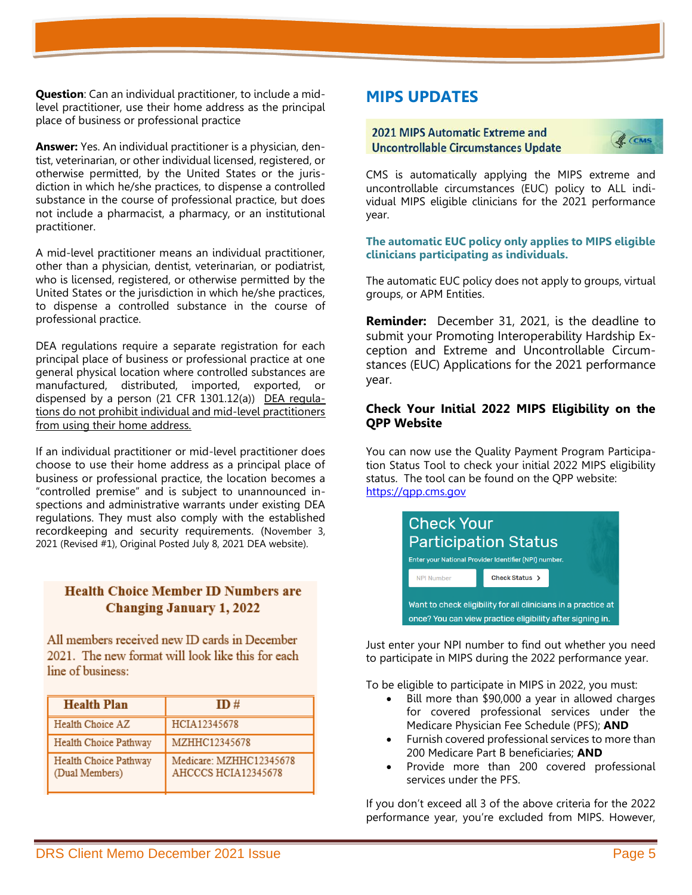**Question**: Can an individual practitioner, to include a mid-level practitioner, use their home address as the principal place of business or professional practice

**Answer:** Yes. An individual practitioner is a physician, dentist, veterinarian, or other individual licensed, registered, or otherwise permitted, by the United States or the jurisdiction in which he/she practices, to dispense a controlled substance in the course of professional practice, but does not include a pharmacist, a pharmacy, or an institutional practitioner.

A mid-level practitioner means an individual practitioner, other than a physician, dentist, veterinarian, or podiatrist, who is licensed, registered, or otherwise permitted by the United States or the jurisdiction in which he/she practices, to dispense a controlled substance in the course of professional practice.

DEA regulations require a separate registration for each principal place of business or professional practice at one general physical location where controlled substances are manufactured, distributed, imported, exported, or dispensed by a person (21 CFR 1301.12(a)) DEA regulations do not prohibit individual and mid-level practitioners from using their home address.

If an individual practitioner or mid-level practitioner does choose to use their home address as a principal place of business or professional practice, the location becomes a "controlled premise" and is subject to unannounced inspections and administrative warrants under existing DEA regulations. They must also comply with the established recordkeeping and security requirements. (November 3, 2021 (Revised #1), Original Posted July 8, 2021 DEA website).

### Health Choice Member ID Numbers are Changing January 1, 2022

All members received new ID cards in December 2021. The new format will look like this for each line of business:

| Health Plan | ID # |
|---|---|
| Health Choice AZ | HCIA12345678 |
| Health Choice Pathway | MZHHC12345678 |
| Health Choice Pathway (Dual Members) | Medicare: MZHHC12345678<br>AHCCCS HCIA12345678 |

## MIPS UPDATES

### 2021 MIPS Automatic Extreme and Uncontrollable Circumstances Update

CMS is automatically applying the MIPS extreme and uncontrollable circumstances (EUC) policy to ALL individual MIPS eligible clinicians for the 2021 performance year.

**The automatic EUC policy only applies to MIPS eligible clinicians participating as individuals.**

The automatic EUC policy does not apply to groups, virtual groups, or APM Entities.

**Reminder:** December 31, 2021, is the deadline to submit your Promoting Interoperability Hardship Exception and Extreme and Uncontrollable Circumstances (EUC) Applications for the 2021 performance year.

### Check Your Initial 2022 MIPS Eligibility on the QPP Website

You can now use the Quality Payment Program Participation Status Tool to check your initial 2022 MIPS eligibility status. The tool can be found on the QPP website: https://qpp.cms.gov

Check Your Participation Status

Enter your National Provider Identifier (NPI) number.

NPI Number | Check Status >

Want to check eligibility for all clinicians in a practice at once? You can view practice eligibility after signing in.

Just enter your NPI number to find out whether you need to participate in MIPS during the 2022 performance year.

To be eligible to participate in MIPS in 2022, you must:

- Bill more than $90,000 a year in allowed charges for covered professional services under the Medicare Physician Fee Schedule (PFS); **AND**
- Furnish covered professional services to more than 200 Medicare Part B beneficiaries; **AND**
- Provide more than 200 covered professional services under the PFS.

If you don't exceed all 3 of the above criteria for the 2022 performance year, you're excluded from MIPS. However,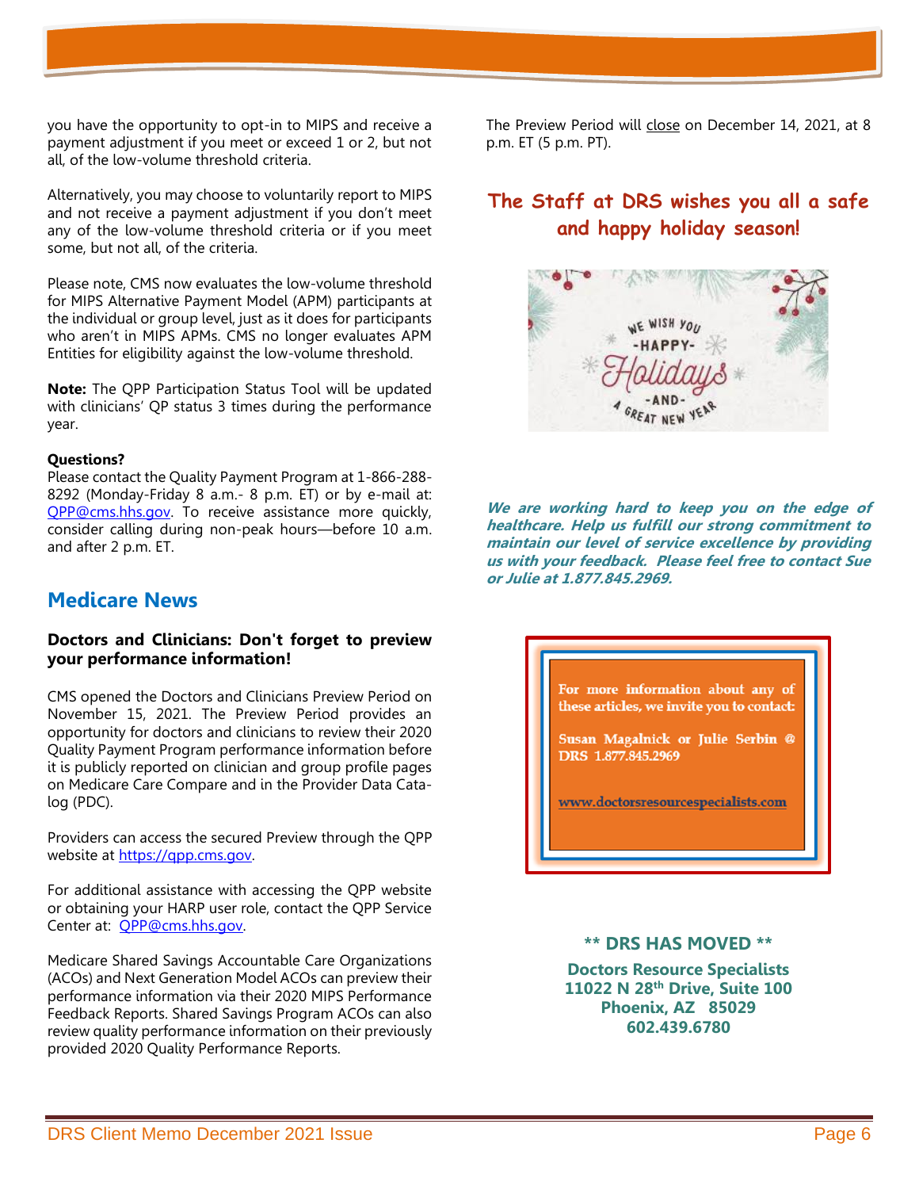you have the opportunity to opt-in to MIPS and receive a payment adjustment if you meet or exceed 1 or 2, but not all, of the low-volume threshold criteria.

Alternatively, you may choose to voluntarily report to MIPS and not receive a payment adjustment if you don't meet any of the low-volume threshold criteria or if you meet some, but not all, of the criteria.

Please note, CMS now evaluates the low-volume threshold for MIPS Alternative Payment Model (APM) participants at the individual or group level, just as it does for participants who aren't in MIPS APMs. CMS no longer evaluates APM Entities for eligibility against the low-volume threshold.

**Note:** The QPP Participation Status Tool will be updated with clinicians' QP status 3 times during the performance year.

**Questions?**
Please contact the Quality Payment Program at 1-866-288-8292 (Monday-Friday 8 a.m.- 8 p.m. ET) or by e-mail at: QPP@cms.hhs.gov. To receive assistance more quickly, consider calling during non-peak hours—before 10 a.m. and after 2 p.m. ET.

## Medicare News

### Doctors and Clinicians: Don't forget to preview your performance information!

CMS opened the Doctors and Clinicians Preview Period on November 15, 2021. The Preview Period provides an opportunity for doctors and clinicians to review their 2020 Quality Payment Program performance information before it is publicly reported on clinician and group profile pages on Medicare Care Compare and in the Provider Data Catalog (PDC).

Providers can access the secured Preview through the QPP website at https://qpp.cms.gov.

For additional assistance with accessing the QPP website or obtaining your HARP user role, contact the QPP Service Center at: QPP@cms.hhs.gov.

Medicare Shared Savings Accountable Care Organizations (ACOs) and Next Generation Model ACOs can preview their performance information via their 2020 MIPS Performance Feedback Reports. Shared Savings Program ACOs can also review quality performance information on their previously provided 2020 Quality Performance Reports.

The Preview Period will close on December 14, 2021, at 8 p.m. ET (5 p.m. PT).

**The Staff at DRS wishes you all a safe and happy holiday season!**

WE WISH YOU -HAPPY- Holidays -AND- A GREAT NEW YEAR

***We are working hard to keep you on the edge of healthcare. Help us fulfill our strong commitment to maintain our level of service excellence by providing us with your feedback. Please feel free to contact Sue or Julie at 1.877.845.2969.***

For more information about any of these articles, we invite you to contact:

Susan Magalnick or Julie Serbin @ DRS 1.877.845.2969

www.doctorsresourcespecialists.com

**\*\* DRS HAS MOVED \*\***

**Doctors Resource Specialists**
**11022 N 28th Drive, Suite 100**
**Phoenix, AZ 85029**
**602.439.6780**